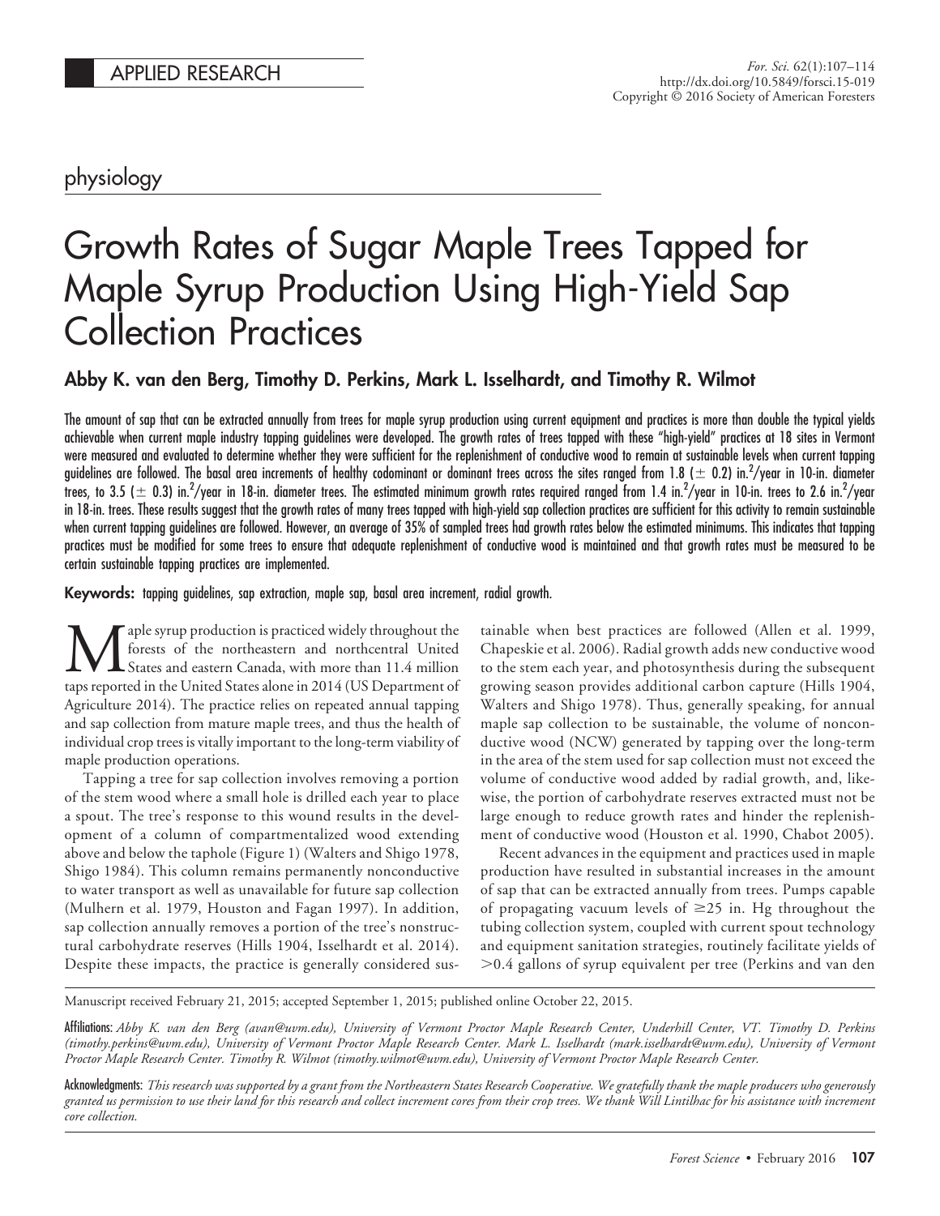APPLIED RESEARCH

physiology

# Growth Rates of Sugar Maple Trees Tapped for Maple Syrup Production Using High-Yield Sap Collection Practices

**Abby K. van den Berg, Timothy D. Perkins, Mark L. Isselhardt, and Timothy R. Wilmot**

**The amount of sap that can be extracted annually from trees for maple syrup production using current equipment and practices is more than double the typical yields achievable when current maple industry tapping guidelines were developed. The growth rates of trees tapped with these "high-yield" practices at 18 sites in Vermont were measured and evaluated to determine whether they were sufficient for the replenishment of conductive wood to remain at sustainable levels when current tapping guidelines are followed. The basal area increments of healthy codominant or dominant trees across the sites ranged from 1.8 (± 0.2) in.$^2$/year in 10-in. diameter trees, to 3.5 (± 0.3) in.$^2$/year in 18-in. diameter trees. The estimated minimum growth rates required ranged from 1.4 in.$^2$/year in 10-in. trees to 2.6 in.$^2$/year in 18-in. trees. These results suggest that the growth rates of many trees tapped with high-yield sap collection practices are sufficient for this activity to remain sustainable when current tapping guidelines are followed. However, an average of 35% of sampled trees had growth rates below the estimated minimums. This indicates that tapping practices must be modified for some trees to ensure that adequate replenishment of conductive wood is maintained and that growth rates must be measured to be certain sustainable tapping practices are implemented.**

**Keywords:** tapping guidelines, sap extraction, maple sap, basal area increment, radial growth.

Maple syrup production is practiced widely throughout the forests of the northeastern and northcentral United States and eastern Canada, with more than 11.4 million taps reported in the United States alone in 2014 (US Department of Agriculture 2014). The practice relies on repeated annual tapping and sap collection from mature maple trees, and thus the health of individual crop trees is vitally important to the long-term viability of maple production operations.

Tapping a tree for sap collection involves removing a portion of the stem wood where a small hole is drilled each year to place a spout. The tree's response to this wound results in the development of a column of compartmentalized wood extending above and below the taphole (Figure 1) (Walters and Shigo 1978, Shigo 1984). This column remains permanently nonconductive to water transport as well as unavailable for future sap collection (Mulhern et al. 1979, Houston and Fagan 1997). In addition, sap collection annually removes a portion of the tree's nonstructural carbohydrate reserves (Hills 1904, Isselhardt et al. 2014). Despite these impacts, the practice is generally considered sustainable when best practices are followed (Allen et al. 1999, Chapeskie et al. 2006). Radial growth adds new conductive wood to the stem each year, and photosynthesis during the subsequent growing season provides additional carbon capture (Hills 1904, Walters and Shigo 1978). Thus, generally speaking, for annual maple sap collection to be sustainable, the volume of nonconductive wood (NCW) generated by tapping over the long-term in the area of the stem used for sap collection must not exceed the volume of conductive wood added by radial growth, and, likewise, the portion of carbohydrate reserves extracted must not be large enough to reduce growth rates and hinder the replenishment of conductive wood (Houston et al. 1990, Chabot 2005).

Recent advances in the equipment and practices used in maple production have resulted in substantial increases in the amount of sap that can be extracted annually from trees. Pumps capable of propagating vacuum levels of ≥25 in. Hg throughout the tubing collection system, coupled with current spout technology and equipment sanitation strategies, routinely facilitate yields of >0.4 gallons of syrup equivalent per tree (Perkins and van den

Manuscript received February 21, 2015; accepted September 1, 2015; published online October 22, 2015.

**Affiliations:** *Abby K. van den Berg (avan@uvm.edu), University of Vermont Proctor Maple Research Center, Underhill Center, VT. Timothy D. Perkins (timothy.perkins@uvm.edu), University of Vermont Proctor Maple Research Center. Mark L. Isselhardt (mark.isselhardt@uvm.edu), University of Vermont Proctor Maple Research Center. Timothy R. Wilmot (timothy.wilmot@uvm.edu), University of Vermont Proctor Maple Research Center.*

**Acknowledgments:** *This research was supported by a grant from the Northeastern States Research Cooperative. We gratefully thank the maple producers who generously granted us permission to use their land for this research and collect increment cores from their crop trees. We thank Will Lintilhac for his assistance with increment core collection.*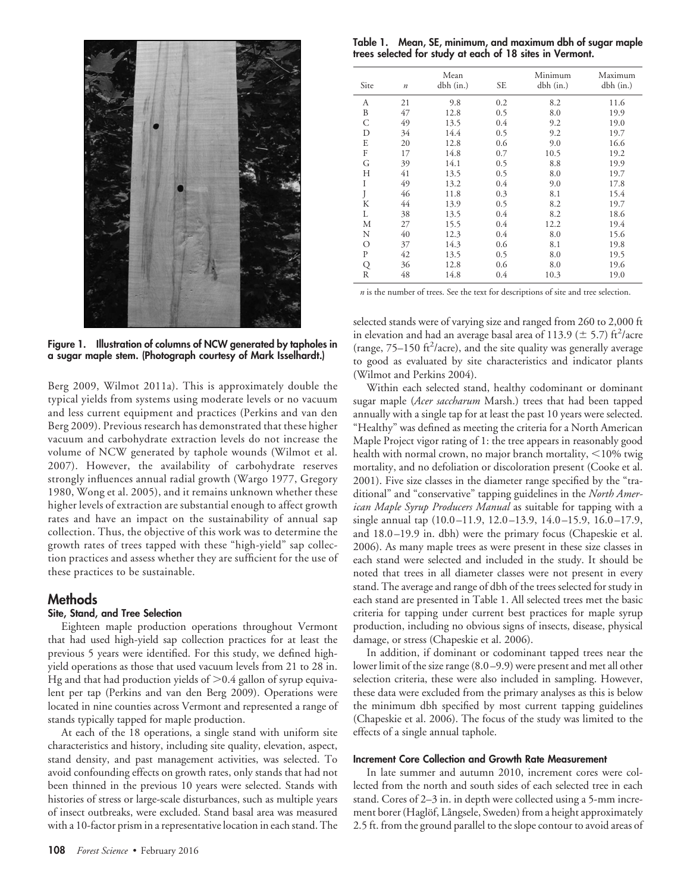Figure 1. Illustration of columns of NCW generated by tapholes in a sugar maple stem. (Photograph courtesy of Mark Isselhardt.)

Berg 2009, Wilmot 2011a). This is approximately double the typical yields from systems using moderate levels or no vacuum and less current equipment and practices (Perkins and van den Berg 2009). Previous research has demonstrated that these higher vacuum and carbohydrate extraction levels do not increase the volume of NCW generated by taphole wounds (Wilmot et al. 2007). However, the availability of carbohydrate reserves strongly influences annual radial growth (Wargo 1977, Gregory 1980, Wong et al. 2005), and it remains unknown whether these higher levels of extraction are substantial enough to affect growth rates and have an impact on the sustainability of annual sap collection. Thus, the objective of this work was to determine the growth rates of trees tapped with these "high-yield" sap collection practices and assess whether they are sufficient for the use of these practices to be sustainable.

## Methods

### Site, Stand, and Tree Selection

Eighteen maple production operations throughout Vermont that had used high-yield sap collection practices for at least the previous 5 years were identified. For this study, we defined high-yield operations as those that used vacuum levels from 21 to 28 in. Hg and that had production yields of >0.4 gallon of syrup equivalent per tap (Perkins and van den Berg 2009). Operations were located in nine counties across Vermont and represented a range of stands typically tapped for maple production.

At each of the 18 operations, a single stand with uniform site characteristics and history, including site quality, elevation, aspect, stand density, and past management activities, was selected. To avoid confounding effects on growth rates, only stands that had not been thinned in the previous 10 years were selected. Stands with histories of stress or large-scale disturbances, such as multiple years of insect outbreaks, were excluded. Stand basal area was measured with a 10-factor prism in a representative location in each stand. The selected stands were of varying size and ranged from 260 to 2,000 ft in elevation and had an average basal area of 113.9 ($\pm$ 5.7) ft$^2$/acre (range, 75–150 ft$^2$/acre), and the site quality was generally average to good as evaluated by site characteristics and indicator plants (Wilmot and Perkins 2004).

**Table 1. Mean, SE, minimum, and maximum dbh of sugar maple trees selected for study at each of 18 sites in Vermont.**

| Site | *n* | Mean dbh (in.) | SE | Minimum dbh (in.) | Maximum dbh (in.) |
|---|---|---|---|---|---|
| A | 21 | 9.8 | 0.2 | 8.2 | 11.6 |
| B | 47 | 12.8 | 0.5 | 8.0 | 19.9 |
| C | 49 | 13.5 | 0.4 | 9.2 | 19.0 |
| D | 34 | 14.4 | 0.5 | 9.2 | 19.7 |
| E | 20 | 12.8 | 0.6 | 9.0 | 16.6 |
| F | 17 | 14.8 | 0.7 | 10.5 | 19.2 |
| G | 39 | 14.1 | 0.5 | 8.8 | 19.9 |
| H | 41 | 13.5 | 0.5 | 8.0 | 19.7 |
| I | 49 | 13.2 | 0.4 | 9.0 | 17.8 |
| J | 46 | 11.8 | 0.3 | 8.1 | 15.4 |
| K | 44 | 13.9 | 0.5 | 8.2 | 19.7 |
| L | 38 | 13.5 | 0.4 | 8.2 | 18.6 |
| M | 27 | 15.5 | 0.4 | 12.2 | 19.4 |
| N | 40 | 12.3 | 0.4 | 8.0 | 15.6 |
| O | 37 | 14.3 | 0.6 | 8.1 | 19.8 |
| P | 42 | 13.5 | 0.5 | 8.0 | 19.5 |
| Q | 36 | 12.8 | 0.6 | 8.0 | 19.6 |
| R | 48 | 14.8 | 0.4 | 10.3 | 19.0 |

*n* is the number of trees. See the text for descriptions of site and tree selection.

Within each selected stand, healthy codominant or dominant sugar maple (*Acer saccharum* Marsh.) trees that had been tapped annually with a single tap for at least the past 10 years were selected. "Healthy" was defined as meeting the criteria for a North American Maple Project vigor rating of 1: the tree appears in reasonably good health with normal crown, no major branch mortality, <10% twig mortality, and no defoliation or discoloration present (Cooke et al. 2001). Five size classes in the diameter range specified by the "traditional" and "conservative" tapping guidelines in the *North American Maple Syrup Producers Manual* as suitable for tapping with a single annual tap (10.0–11.9, 12.0–13.9, 14.0–15.9, 16.0–17.9, and 18.0–19.9 in. dbh) were the primary focus (Chapeskie et al. 2006). As many maple trees as were present in these size classes in each stand were selected and included in the study. It should be noted that trees in all diameter classes were not present in every stand. The average and range of dbh of the trees selected for study in each stand are presented in Table 1. All selected trees met the basic criteria for tapping under current best practices for maple syrup production, including no obvious signs of insects, disease, physical damage, or stress (Chapeskie et al. 2006).

In addition, if dominant or codominant tapped trees near the lower limit of the size range (8.0–9.9) were present and met all other selection criteria, these were also included in sampling. However, these data were excluded from the primary analyses as this is below the minimum dbh specified by most current tapping guidelines (Chapeskie et al. 2006). The focus of the study was limited to the effects of a single annual taphole.

### Increment Core Collection and Growth Rate Measurement

In late summer and autumn 2010, increment cores were collected from the north and south sides of each selected tree in each stand. Cores of 2–3 in. in depth were collected using a 5-mm increment borer (Haglöf, Långsele, Sweden) from a height approximately 2.5 ft. from the ground parallel to the slope contour to avoid areas of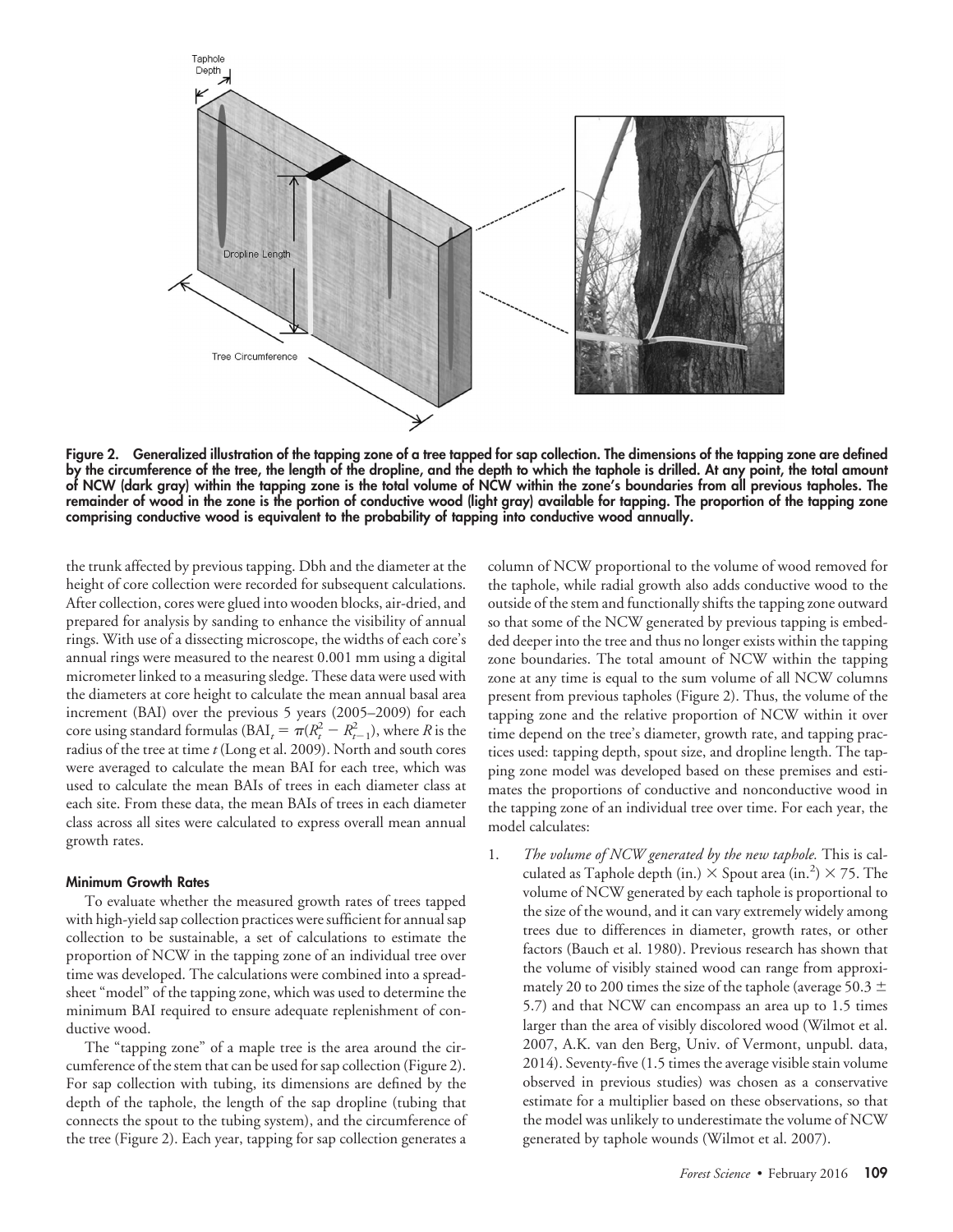Figure 2. Generalized illustration of the tapping zone of a tree tapped for sap collection. The dimensions of the tapping zone are defined by the circumference of the tree, the length of the dropline, and the depth to which the taphole is drilled. At any point, the total amount of NCW (dark gray) within the tapping zone is the total volume of NCW within the zone's boundaries from all previous tapholes. The remainder of wood in the zone is the portion of conductive wood (light gray) available for tapping. The proportion of the tapping zone comprising conductive wood is equivalent to the probability of tapping into conductive wood annually.

the trunk affected by previous tapping. Dbh and the diameter at the height of core collection were recorded for subsequent calculations. After collection, cores were glued into wooden blocks, air-dried, and prepared for analysis by sanding to enhance the visibility of annual rings. With use of a dissecting microscope, the widths of each core's annual rings were measured to the nearest 0.001 mm using a digital micrometer linked to a measuring sledge. These data were used with the diameters at core height to calculate the mean annual basal area increment (BAI) over the previous 5 years (2005–2009) for each core using standard formulas ($\text{BAI}_t = \pi(R_t^2 - R_{t-1}^2)$, where $R$ is the radius of the tree at time $t$ (Long et al. 2009). North and south cores were averaged to calculate the mean BAI for each tree, which was used to calculate the mean BAIs of trees in each diameter class at each site. From these data, the mean BAIs of trees in each diameter class across all sites were calculated to express overall mean annual growth rates.

### Minimum Growth Rates

To evaluate whether the measured growth rates of trees tapped with high-yield sap collection practices were sufficient for annual sap collection to be sustainable, a set of calculations to estimate the proportion of NCW in the tapping zone of an individual tree over time was developed. The calculations were combined into a spreadsheet "model" of the tapping zone, which was used to determine the minimum BAI required to ensure adequate replenishment of conductive wood.

The "tapping zone" of a maple tree is the area around the circumference of the stem that can be used for sap collection (Figure 2). For sap collection with tubing, its dimensions are defined by the depth of the taphole, the length of the sap dropline (tubing that connects the spout to the tubing system), and the circumference of the tree (Figure 2). Each year, tapping for sap collection generates a column of NCW proportional to the volume of wood removed for the taphole, while radial growth also adds conductive wood to the outside of the stem and functionally shifts the tapping zone outward so that some of the NCW generated by previous tapping is embedded deeper into the tree and thus no longer exists within the tapping zone boundaries. The total amount of NCW within the tapping zone at any time is equal to the sum volume of all NCW columns present from previous tapholes (Figure 2). Thus, the volume of the tapping zone and the relative proportion of NCW within it over time depend on the tree's diameter, growth rate, and tapping practices used: tapping depth, spout size, and dropline length. The tapping zone model was developed based on these premises and estimates the proportions of conductive and nonconductive wood in the tapping zone of an individual tree over time. For each year, the model calculates:

1. *The volume of NCW generated by the new taphole.* This is calculated as Taphole depth (in.) × Spout area (in.$^2$) × 75. The volume of NCW generated by each taphole is proportional to the size of the wound, and it can vary extremely widely among trees due to differences in diameter, growth rates, or other factors (Bauch et al. 1980). Previous research has shown that the volume of visibly stained wood can range from approximately 20 to 200 times the size of the taphole (average 50.3 ± 5.7) and that NCW can encompass an area up to 1.5 times larger than the area of visibly discolored wood (Wilmot et al. 2007, A.K. van den Berg, Univ. of Vermont, unpubl. data, 2014). Seventy-five (1.5 times the average visible stain volume observed in previous studies) was chosen as a conservative estimate for a multiplier based on these observations, so that the model was unlikely to underestimate the volume of NCW generated by taphole wounds (Wilmot et al. 2007).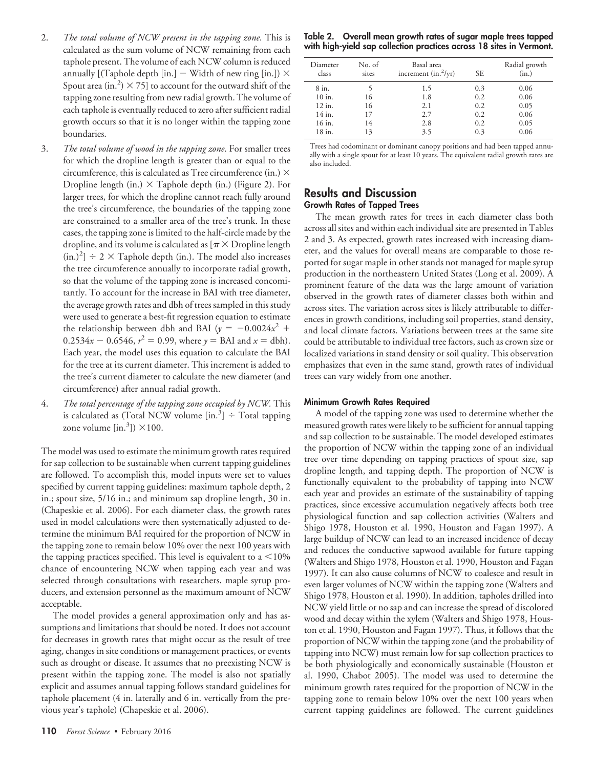2. *The total volume of NCW present in the tapping zone*. This is calculated as the sum volume of NCW remaining from each taphole present. The volume of each NCW column is reduced annually [(Taphole depth [in.] − Width of new ring [in.]) × Spout area (in.$^2$) × 75] to account for the outward shift of the tapping zone resulting from new radial growth. The volume of each taphole is eventually reduced to zero after sufficient radial growth occurs so that it is no longer within the tapping zone boundaries.

3. *The total volume of wood in the tapping zone*. For smaller trees for which the dropline length is greater than or equal to the circumference, this is calculated as Tree circumference (in.) × Dropline length (in.) × Taphole depth (in.) (Figure 2). For larger trees, for which the dropline cannot reach fully around the tree's circumference, the boundaries of the tapping zone are constrained to a smaller area of the tree's trunk. In these cases, the tapping zone is limited to the half-circle made by the dropline, and its volume is calculated as [$\pi$ × Dropline length (in.)$^2$] ÷ 2 × Taphole depth (in.). The model also increases the tree circumference annually to incorporate radial growth, so that the volume of the tapping zone is increased concomitantly. To account for the increase in BAI with tree diameter, the average growth rates and dbh of trees sampled in this study were used to generate a best-fit regression equation to estimate the relationship between dbh and BAI ($y = -0.0024x^2 + 0.2534x - 0.6546$, $r^2 = 0.99$, where $y$ = BAI and $x$ = dbh). Each year, the model uses this equation to calculate the BAI for the tree at its current diameter. This increment is added to the tree's current diameter to calculate the new diameter (and circumference) after annual radial growth.

4. *The total percentage of the tapping zone occupied by NCW.* This is calculated as (Total NCW volume [in.$^3$] ÷ Total tapping zone volume [in.$^3$]) ×100.

The model was used to estimate the minimum growth rates required for sap collection to be sustainable when current tapping guidelines are followed. To accomplish this, model inputs were set to values specified by current tapping guidelines: maximum taphole depth, 2 in.; spout size, 5/16 in.; and minimum sap dropline length, 30 in. (Chapeskie et al. 2006). For each diameter class, the growth rates used in model calculations were then systematically adjusted to determine the minimum BAI required for the proportion of NCW in the tapping zone to remain below 10% over the next 100 years with the tapping practices specified. This level is equivalent to a <10% chance of encountering NCW when tapping each year and was selected through consultations with researchers, maple syrup producers, and extension personnel as the maximum amount of NCW acceptable.

The model provides a general approximation only and has assumptions and limitations that should be noted. It does not account for decreases in growth rates that might occur as the result of tree aging, changes in site conditions or management practices, or events such as drought or disease. It assumes that no preexisting NCW is present within the tapping zone. The model is also not spatially explicit and assumes annual tapping follows standard guidelines for taphole placement (4 in. laterally and 6 in. vertically from the previous year's taphole) (Chapeskie et al. 2006).

**Table 2. Overall mean growth rates of sugar maple trees tapped with high-yield sap collection practices across 18 sites in Vermont.**

| Diameter class | No. of sites | Basal area increment (in.$^2$/yr) | SE | Radial growth (in.) |
|---|---|---|---|---|
| 8 in. | 5 | 1.5 | 0.3 | 0.06 |
| 10 in. | 16 | 1.8 | 0.2 | 0.06 |
| 12 in. | 16 | 2.1 | 0.2 | 0.05 |
| 14 in. | 17 | 2.7 | 0.2 | 0.06 |
| 16 in. | 14 | 2.8 | 0.2 | 0.05 |
| 18 in. | 13 | 3.5 | 0.3 | 0.06 |

Trees had codominant or dominant canopy positions and had been tapped annually with a single spout for at least 10 years. The equivalent radial growth rates are also included.

## Results and Discussion

### Growth Rates of Tapped Trees

The mean growth rates for trees in each diameter class both across all sites and within each individual site are presented in Tables 2 and 3. As expected, growth rates increased with increasing diameter, and the values for overall means are comparable to those reported for sugar maple in other stands not managed for maple syrup production in the northeastern United States (Long et al. 2009). A prominent feature of the data was the large amount of variation observed in the growth rates of diameter classes both within and across sites. The variation across sites is likely attributable to differences in growth conditions, including soil properties, stand density, and local climate factors. Variations between trees at the same site could be attributable to individual tree factors, such as crown size or localized variations in stand density or soil quality. This observation emphasizes that even in the same stand, growth rates of individual trees can vary widely from one another.

### Minimum Growth Rates Required

A model of the tapping zone was used to determine whether the measured growth rates were likely to be sufficient for annual tapping and sap collection to be sustainable. The model developed estimates the proportion of NCW within the tapping zone of an individual tree over time depending on tapping practices of spout size, sap dropline length, and tapping depth. The proportion of NCW is functionally equivalent to the probability of tapping into NCW each year and provides an estimate of the sustainability of tapping practices, since excessive accumulation negatively affects both tree physiological function and sap collection activities (Walters and Shigo 1978, Houston et al. 1990, Houston and Fagan 1997). A large buildup of NCW can lead to an increased incidence of decay and reduces the conductive sapwood available for future tapping (Walters and Shigo 1978, Houston et al. 1990, Houston and Fagan 1997). It can also cause columns of NCW to coalesce and result in even larger volumes of NCW within the tapping zone (Walters and Shigo 1978, Houston et al. 1990). In addition, tapholes drilled into NCW yield little or no sap and can increase the spread of discolored wood and decay within the xylem (Walters and Shigo 1978, Houston et al. 1990, Houston and Fagan 1997). Thus, it follows that the proportion of NCW within the tapping zone (and the probability of tapping into NCW) must remain low for sap collection practices to be both physiologically and economically sustainable (Houston et al. 1990, Chabot 2005). The model was used to determine the minimum growth rates required for the proportion of NCW in the tapping zone to remain below 10% over the next 100 years when current tapping guidelines are followed. The current guidelines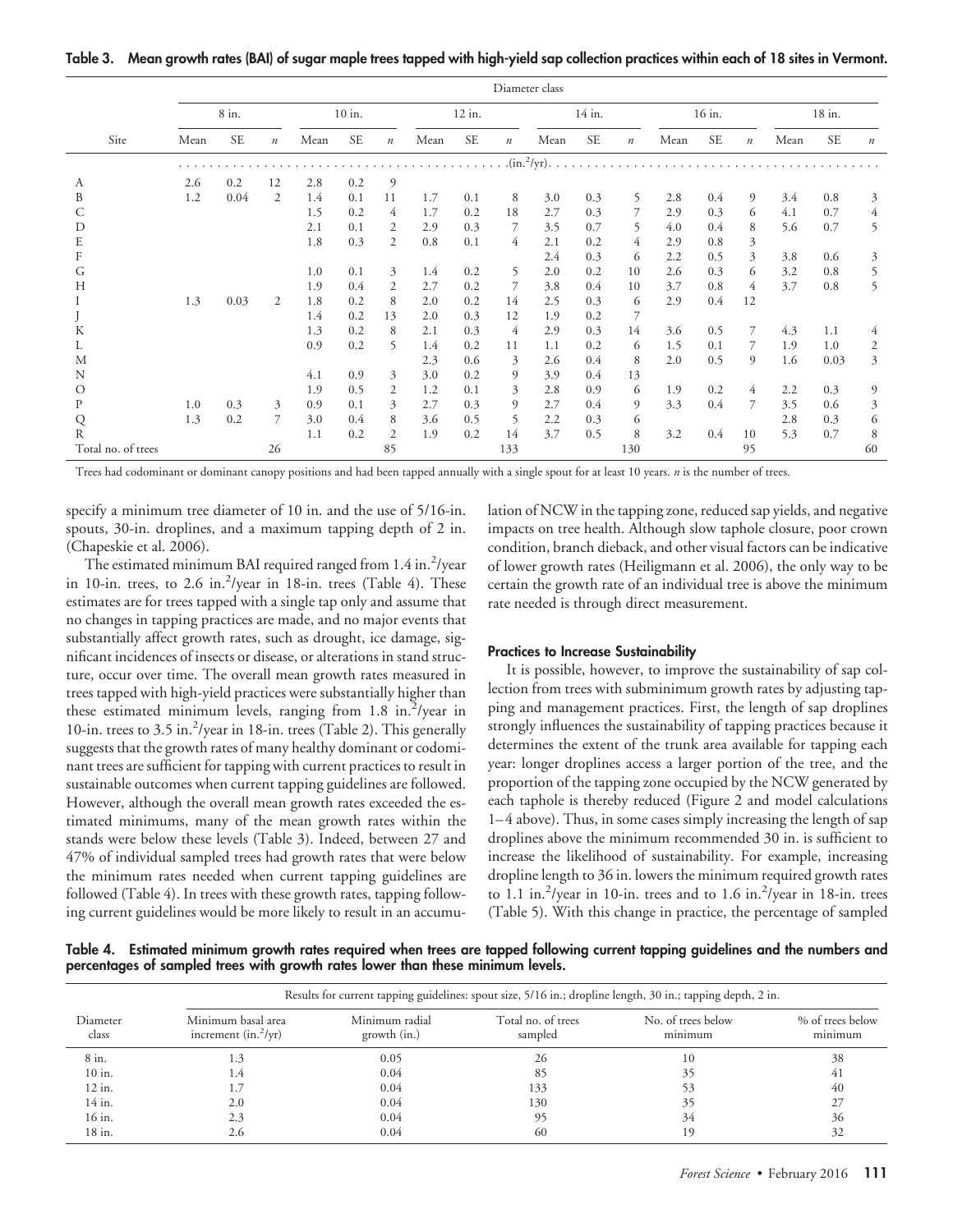**Table 3. Mean growth rates (BAI) of sugar maple trees tapped with high-yield sap collection practices within each of 18 sites in Vermont.**

| | Diameter class | | | | | | | | | | | | | | | | | |
|---|---|---|---|---|---|---|---|---|---|---|---|---|---|---|---|---|---|---|
| | 8 in. | | | 10 in. | | | 12 in. | | | 14 in. | | | 16 in. | | | 18 in. | | |
| Site | Mean | SE | $n$ | Mean | SE | $n$ | Mean | SE | $n$ | Mean | SE | $n$ | Mean | SE | $n$ | Mean | SE | $n$ |
| | (in.$^2$/yr) | | | | | | | | | | | | | | | | | |
| A | 2.6 | 0.2 | 12 | 2.8 | 0.2 | 9 | | | | | | | | | | | | |
| B | 1.2 | 0.04 | 2 | 1.4 | 0.1 | 11 | 1.7 | 0.1 | 8 | 3.0 | 0.3 | 5 | 2.8 | 0.4 | 9 | 3.4 | 0.8 | 3 |
| C | | | | 1.5 | 0.2 | 4 | 1.7 | 0.2 | 18 | 2.7 | 0.3 | 7 | 2.9 | 0.3 | 6 | 4.1 | 0.7 | 4 |
| D | | | | 2.1 | 0.1 | 2 | 2.9 | 0.3 | 7 | 3.5 | 0.7 | 5 | 4.0 | 0.4 | 8 | 5.6 | 0.7 | 5 |
| E | | | | 1.8 | 0.3 | 2 | 0.8 | 0.1 | 4 | 2.1 | 0.2 | 4 | 2.9 | 0.8 | 3 | | | |
| F | | | | | | | | | | 2.4 | 0.3 | 6 | 2.2 | 0.5 | 3 | 3.8 | 0.6 | 3 |
| G | | | | 1.0 | 0.1 | 3 | 1.4 | 0.2 | 5 | 2.0 | 0.2 | 10 | 2.6 | 0.3 | 6 | 3.2 | 0.8 | 5 |
| H | | | | 1.9 | 0.4 | 2 | 2.7 | 0.2 | 7 | 3.8 | 0.4 | 10 | 3.7 | 0.8 | 4 | 3.7 | 0.8 | 5 |
| I | 1.3 | 0.03 | 2 | 1.8 | 0.2 | 8 | 2.0 | 0.2 | 14 | 2.5 | 0.3 | 6 | 2.9 | 0.4 | 12 | | | |
| J | | | | 1.4 | 0.2 | 13 | 2.0 | 0.3 | 12 | 1.9 | 0.2 | 7 | | | | | | |
| K | | | | 1.3 | 0.2 | 8 | 2.1 | 0.3 | 4 | 2.9 | 0.3 | 14 | 3.6 | 0.5 | 7 | 4.3 | 1.1 | 4 |
| L | | | | 0.9 | 0.2 | 5 | 1.4 | 0.2 | 11 | 1.1 | 0.2 | 6 | 1.5 | 0.1 | 7 | 1.9 | 1.0 | 2 |
| M | | | | | | | 2.3 | 0.6 | 3 | 2.6 | 0.4 | 8 | 2.0 | 0.5 | 9 | 1.6 | 0.03 | 3 |
| N | | | | 4.1 | 0.9 | 3 | 3.0 | 0.2 | 9 | 3.9 | 0.4 | 13 | | | | | | |
| O | | | | 1.9 | 0.5 | 2 | 1.2 | 0.1 | 3 | 2.8 | 0.9 | 6 | 1.9 | 0.2 | 4 | 2.2 | 0.3 | 9 |
| P | 1.0 | 0.3 | 3 | 0.9 | 0.1 | 3 | 2.7 | 0.3 | 9 | 2.7 | 0.4 | 9 | 3.3 | 0.4 | 7 | 3.5 | 0.6 | 3 |
| Q | 1.3 | 0.2 | 7 | 3.0 | 0.4 | 8 | 3.6 | 0.5 | 5 | 2.2 | 0.3 | 6 | | | | 2.8 | 0.3 | 6 |
| R | | | | 1.1 | 0.2 | 2 | 1.9 | 0.2 | 14 | 3.7 | 0.5 | 8 | 3.2 | 0.4 | 10 | 5.3 | 0.7 | 8 |
| Total no. of trees | | | 26 | | | 85 | | | 133 | | | 130 | | | 95 | | | 60 |

Trees had codominant or dominant canopy positions and had been tapped annually with a single spout for at least 10 years. $n$ is the number of trees.

specify a minimum tree diameter of 10 in. and the use of 5/16-in. spouts, 30-in. droplines, and a maximum tapping depth of 2 in. (Chapeskie et al. 2006).

The estimated minimum BAI required ranged from 1.4 in.$^2$/year in 10-in. trees, to 2.6 in.$^2$/year in 18-in. trees (Table 4). These estimates are for trees tapped with a single tap only and assume that no changes in tapping practices are made, and no major events that substantially affect growth rates, such as drought, ice damage, significant incidences of insects or disease, or alterations in stand structure, occur over time. The overall mean growth rates measured in trees tapped with high-yield practices were substantially higher than these estimated minimum levels, ranging from 1.8 in.$^2$/year in 10-in. trees to 3.5 in.$^2$/year in 18-in. trees (Table 2). This generally suggests that the growth rates of many healthy dominant or codominant trees are sufficient for tapping with current practices to result in sustainable outcomes when current tapping guidelines are followed. However, although the overall mean growth rates exceeded the estimated minimums, many of the mean growth rates within the stands were below these levels (Table 3). Indeed, between 27 and 47% of individual sampled trees had growth rates that were below the minimum rates needed when current tapping guidelines are followed (Table 4). In trees with these growth rates, tapping following current guidelines would be more likely to result in an accumulation of NCW in the tapping zone, reduced sap yields, and negative impacts on tree health. Although slow taphole closure, poor crown condition, branch dieback, and other visual factors can be indicative of lower growth rates (Heiligmann et al. 2006), the only way to be certain the growth rate of an individual tree is above the minimum rate needed is through direct measurement.

#### Practices to Increase Sustainability

It is possible, however, to improve the sustainability of sap collection from trees with subminimum growth rates by adjusting tapping and management practices. First, the length of sap droplines strongly influences the sustainability of tapping practices because it determines the extent of the trunk area available for tapping each year: longer droplines access a larger portion of the tree, and the proportion of the tapping zone occupied by the NCW generated by each taphole is thereby reduced (Figure 2 and model calculations 1–4 above). Thus, in some cases simply increasing the length of sap droplines above the minimum recommended 30 in. is sufficient to increase the likelihood of sustainability. For example, increasing dropline length to 36 in. lowers the minimum required growth rates to 1.1 in.$^2$/year in 10-in. trees and to 1.6 in.$^2$/year in 18-in. trees (Table 5). With this change in practice, the percentage of sampled

**Table 4. Estimated minimum growth rates required when trees are tapped following current tapping guidelines and the numbers and percentages of sampled trees with growth rates lower than these minimum levels.**

| | Results for current tapping guidelines: spout size, 5/16 in.; dropline length, 30 in.; tapping depth, 2 in. | | | | |
|---|---|---|---|---|---|
| Diameter class | Minimum basal area increment (in.$^2$/yr) | Minimum radial growth (in.) | Total no. of trees sampled | No. of trees below minimum | % of trees below minimum |
| 8 in. | 1.3 | 0.05 | 26 | 10 | 38 |
| 10 in. | 1.4 | 0.04 | 85 | 35 | 41 |
| 12 in. | 1.7 | 0.04 | 133 | 53 | 40 |
| 14 in. | 2.0 | 0.04 | 130 | 35 | 27 |
| 16 in. | 2.3 | 0.04 | 95 | 34 | 36 |
| 18 in. | 2.6 | 0.04 | 60 | 19 | 32 |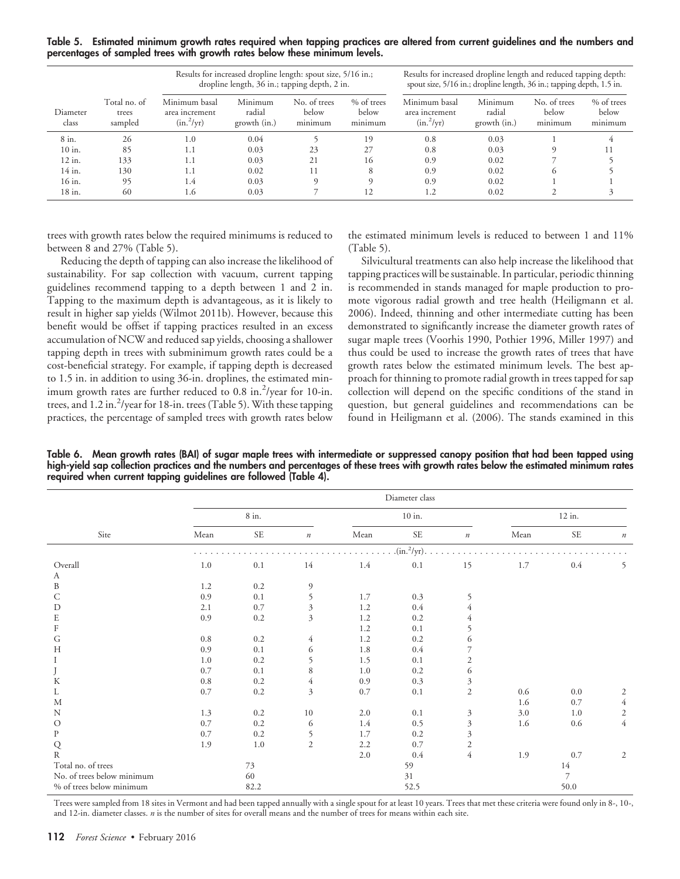**Table 5. Estimated minimum growth rates required when tapping practices are altered from current guidelines and the numbers and percentages of sampled trees with growth rates below these minimum levels.**

| | | Results for increased dropline length: spout size, 5/16 in.; dropline length, 36 in.; tapping depth, 2 in. | | | | Results for increased dropline length and reduced tapping depth: spout size, 5/16 in.; dropline length, 36 in.; tapping depth, 1.5 in. | | | |
|---|---|---|---|---|---|---|---|---|---|
| Diameter class | Total no. of trees sampled | Minimum basal area increment (in.$^2$/yr) | Minimum radial growth (in.) | No. of trees below minimum | % of trees below minimum | Minimum basal area increment (in.$^2$/yr) | Minimum radial growth (in.) | No. of trees below minimum | % of trees below minimum |
| 8 in. | 26 | 1.0 | 0.04 | 5 | 19 | 0.8 | 0.03 | 1 | 4 |
| 10 in. | 85 | 1.1 | 0.03 | 23 | 27 | 0.8 | 0.03 | 9 | 11 |
| 12 in. | 133 | 1.1 | 0.03 | 21 | 16 | 0.9 | 0.02 | 7 | 5 |
| 14 in. | 130 | 1.1 | 0.02 | 11 | 8 | 0.9 | 0.02 | 6 | 5 |
| 16 in. | 95 | 1.4 | 0.03 | 9 | 9 | 0.9 | 0.02 | 1 | 1 |
| 18 in. | 60 | 1.6 | 0.03 | 7 | 12 | 1.2 | 0.02 | 2 | 3 |

trees with growth rates below the required minimums is reduced to between 8 and 27% (Table 5).

Reducing the depth of tapping can also increase the likelihood of sustainability. For sap collection with vacuum, current tapping guidelines recommend tapping to a depth between 1 and 2 in. Tapping to the maximum depth is advantageous, as it is likely to result in higher sap yields (Wilmot 2011b). However, because this benefit would be offset if tapping practices resulted in an excess accumulation of NCW and reduced sap yields, choosing a shallower tapping depth in trees with subminimum growth rates could be a cost-beneficial strategy. For example, if tapping depth is decreased to 1.5 in. in addition to using 36-in. droplines, the estimated minimum growth rates are further reduced to 0.8 in.$^2$/year for 10-in. trees, and 1.2 in.$^2$/year for 18-in. trees (Table 5). With these tapping practices, the percentage of sampled trees with growth rates below the estimated minimum levels is reduced to between 1 and 11% (Table 5).

Silvicultural treatments can also help increase the likelihood that tapping practices will be sustainable. In particular, periodic thinning is recommended in stands managed for maple production to promote vigorous radial growth and tree health (Heiligmann et al. 2006). Indeed, thinning and other intermediate cutting has been demonstrated to significantly increase the diameter growth rates of sugar maple trees (Voorhis 1990, Pothier 1996, Miller 1997) and thus could be used to increase the growth rates of trees that have growth rates below the estimated minimum levels. The best approach for thinning to promote radial growth in trees tapped for sap collection will depend on the specific conditions of the stand in question, but general guidelines and recommendations can be found in Heiligmann et al. (2006). The stands examined in this

**Table 6. Mean growth rates (BAI) of sugar maple trees with intermediate or suppressed canopy position that had been tapped using high-yield sap collection practices and the numbers and percentages of these trees with growth rates below the estimated minimum rates required when current tapping guidelines are followed (Table 4).**

| | Diameter class | | | | | | | | |
|---|---|---|---|---|---|---|---|---|---|
| | 8 in. | | | 10 in. | | | 12 in. | | |
| Site | Mean | SE | *n* | Mean | SE | *n* | Mean | SE | *n* |
| | (in.$^2$/yr) | | | | | | | | |
| Overall | 1.0 | 0.1 | 14 | 1.4 | 0.1 | 15 | 1.7 | 0.4 | 5 |
| A | | | | | | | | | |
| B | 1.2 | 0.2 | 9 | | | | | | |
| C | 0.9 | 0.1 | 5 | 1.7 | 0.3 | 5 | | | |
| D | 2.1 | 0.7 | 3 | 1.2 | 0.4 | 4 | | | |
| E | 0.9 | 0.2 | 3 | 1.2 | 0.2 | 4 | | | |
| F | | | | 1.2 | 0.1 | 5 | | | |
| G | 0.8 | 0.2 | 4 | 1.2 | 0.2 | 6 | | | |
| H | 0.9 | 0.1 | 6 | 1.8 | 0.4 | 7 | | | |
| I | 1.0 | 0.2 | 5 | 1.5 | 0.1 | 2 | | | |
| J | 0.7 | 0.1 | 8 | 1.0 | 0.2 | 6 | | | |
| K | 0.8 | 0.2 | 4 | 0.9 | 0.3 | 3 | | | |
| L | 0.7 | 0.2 | 3 | 0.7 | 0.1 | 2 | 0.6 | 0.0 | 2 |
| M | | | | | | | 1.6 | 0.7 | 4 |
| N | 1.3 | 0.2 | 10 | 2.0 | 0.1 | 3 | 3.0 | 1.0 | 2 |
| O | 0.7 | 0.2 | 6 | 1.4 | 0.5 | 3 | 1.6 | 0.6 | 4 |
| P | 0.7 | 0.2 | 5 | 1.7 | 0.2 | 3 | | | |
| Q | 1.9 | 1.0 | 2 | 2.2 | 0.7 | 2 | | | |
| R | | | | 2.0 | 0.4 | 4 | 1.9 | 0.7 | 2 |
| Total no. of trees | | 73 | | | 59 | | | 14 | |
| No. of trees below minimum | | 60 | | | 31 | | | 7 | |
| % of trees below minimum | | 82.2 | | | 52.5 | | | 50.0 | |

Trees were sampled from 18 sites in Vermont and had been tapped annually with a single spout for at least 10 years. Trees that met these criteria were found only in 8-, 10-, and 12-in. diameter classes. *n* is the number of sites for overall means and the number of trees for means within each site.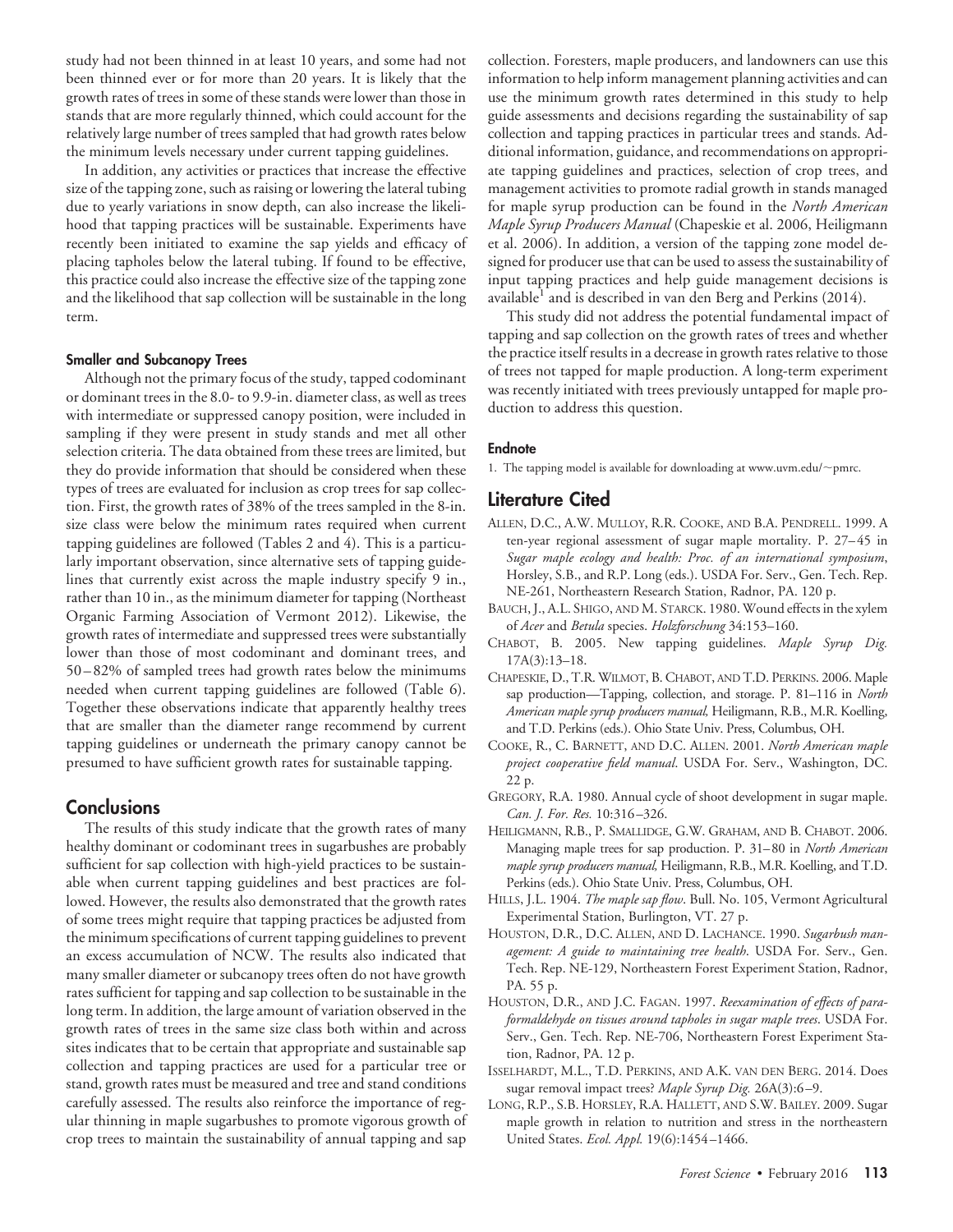study had not been thinned in at least 10 years, and some had not been thinned ever or for more than 20 years. It is likely that the growth rates of trees in some of these stands were lower than those in stands that are more regularly thinned, which could account for the relatively large number of trees sampled that had growth rates below the minimum levels necessary under current tapping guidelines.

In addition, any activities or practices that increase the effective size of the tapping zone, such as raising or lowering the lateral tubing due to yearly variations in snow depth, can also increase the likelihood that tapping practices will be sustainable. Experiments have recently been initiated to examine the sap yields and efficacy of placing tapholes below the lateral tubing. If found to be effective, this practice could also increase the effective size of the tapping zone and the likelihood that sap collection will be sustainable in the long term.

#### Smaller and Subcanopy Trees

Although not the primary focus of the study, tapped codominant or dominant trees in the 8.0- to 9.9-in. diameter class, as well as trees with intermediate or suppressed canopy position, were included in sampling if they were present in study stands and met all other selection criteria. The data obtained from these trees are limited, but they do provide information that should be considered when these types of trees are evaluated for inclusion as crop trees for sap collection. First, the growth rates of 38% of the trees sampled in the 8-in. size class were below the minimum rates required when current tapping guidelines are followed (Tables 2 and 4). This is a particularly important observation, since alternative sets of tapping guidelines that currently exist across the maple industry specify 9 in., rather than 10 in., as the minimum diameter for tapping (Northeast Organic Farming Association of Vermont 2012). Likewise, the growth rates of intermediate and suppressed trees were substantially lower than those of most codominant and dominant trees, and 50–82% of sampled trees had growth rates below the minimums needed when current tapping guidelines are followed (Table 6). Together these observations indicate that apparently healthy trees that are smaller than the diameter range recommend by current tapping guidelines or underneath the primary canopy cannot be presumed to have sufficient growth rates for sustainable tapping.

## Conclusions

The results of this study indicate that the growth rates of many healthy dominant or codominant trees in sugarbushes are probably sufficient for sap collection with high-yield practices to be sustainable when current tapping guidelines and best practices are followed. However, the results also demonstrated that the growth rates of some trees might require that tapping practices be adjusted from the minimum specifications of current tapping guidelines to prevent an excess accumulation of NCW. The results also indicated that many smaller diameter or subcanopy trees often do not have growth rates sufficient for tapping and sap collection to be sustainable in the long term. In addition, the large amount of variation observed in the growth rates of trees in the same size class both within and across sites indicates that to be certain that appropriate and sustainable sap collection and tapping practices are used for a particular tree or stand, growth rates must be measured and tree and stand conditions carefully assessed. The results also reinforce the importance of regular thinning in maple sugarbushes to promote vigorous growth of crop trees to maintain the sustainability of annual tapping and sap collection. Foresters, maple producers, and landowners can use this information to help inform management planning activities and can use the minimum growth rates determined in this study to help guide assessments and decisions regarding the sustainability of sap collection and tapping practices in particular trees and stands. Additional information, guidance, and recommendations on appropriate tapping guidelines and practices, selection of crop trees, and management activities to promote radial growth in stands managed for maple syrup production can be found in the *North American Maple Syrup Producers Manual* (Chapeskie et al. 2006, Heiligmann et al. 2006). In addition, a version of the tapping zone model designed for producer use that can be used to assess the sustainability of input tapping practices and help guide management decisions is available[1] and is described in van den Berg and Perkins (2014).

This study did not address the potential fundamental impact of tapping and sap collection on the growth rates of trees and whether the practice itself results in a decrease in growth rates relative to those of trees not tapped for maple production. A long-term experiment was recently initiated with trees previously untapped for maple production to address this question.

#### Endnote

1. The tapping model is available for downloading at www.uvm.edu/~pmrc.

## Literature Cited

Allen, D.C., A.W. Mulloy, R.R. Cooke, and B.A. Pendrell. 1999. A ten-year regional assessment of sugar maple mortality. P. 27–45 in *Sugar maple ecology and health: Proc. of an international symposium*, Horsley, S.B., and R.P. Long (eds.). USDA For. Serv., Gen. Tech. Rep. NE-261, Northeastern Research Station, Radnor, PA. 120 p.

Bauch, J., A.L. Shigo, and M. Starck. 1980. Wound effects in the xylem of *Acer* and *Betula* species. *Holzforschung* 34:153–160.

Chabot, B. 2005. New tapping guidelines. *Maple Syrup Dig.* 17A(3):13–18.

Chapeskie, D., T.R. Wilmot, B. Chabot, and T.D. Perkins. 2006. Maple sap production—Tapping, collection, and storage. P. 81–116 in *North American maple syrup producers manual,* Heiligmann, R.B., M.R. Koelling, and T.D. Perkins (eds.). Ohio State Univ. Press, Columbus, OH.

Cooke, R., C. Barnett, and D.C. Allen. 2001. *North American maple project cooperative field manual*. USDA For. Serv., Washington, DC. 22 p.

Gregory, R.A. 1980. Annual cycle of shoot development in sugar maple. *Can. J. For. Res.* 10:316–326.

Heiligmann, R.B., P. Smallidge, G.W. Graham, and B. Chabot. 2006. Managing maple trees for sap production. P. 31–80 in *North American maple syrup producers manual,* Heiligmann, R.B., M.R. Koelling, and T.D. Perkins (eds.). Ohio State Univ. Press, Columbus, OH.

Hills, J.L. 1904. *The maple sap flow*. Bull. No. 105, Vermont Agricultural Experimental Station, Burlington, VT. 27 p.

Houston, D.R., D.C. Allen, and D. Lachance. 1990. *Sugarbush management: A guide to maintaining tree health*. USDA For. Serv., Gen. Tech. Rep. NE-129, Northeastern Forest Experiment Station, Radnor, PA. 55 p.

Houston, D.R., and J.C. Fagan. 1997. *Reexamination of effects of paraformaldehyde on tissues around tapholes in sugar maple trees*. USDA For. Serv., Gen. Tech. Rep. NE-706, Northeastern Forest Experiment Station, Radnor, PA. 12 p.

Isselhardt, M.L., T.D. Perkins, and A.K. van den Berg. 2014. Does sugar removal impact trees? *Maple Syrup Dig.* 26A(3):6–9.

Long, R.P., S.B. Horsley, R.A. Hallett, and S.W. Bailey. 2009. Sugar maple growth in relation to nutrition and stress in the northeastern United States. *Ecol. Appl.* 19(6):1454–1466.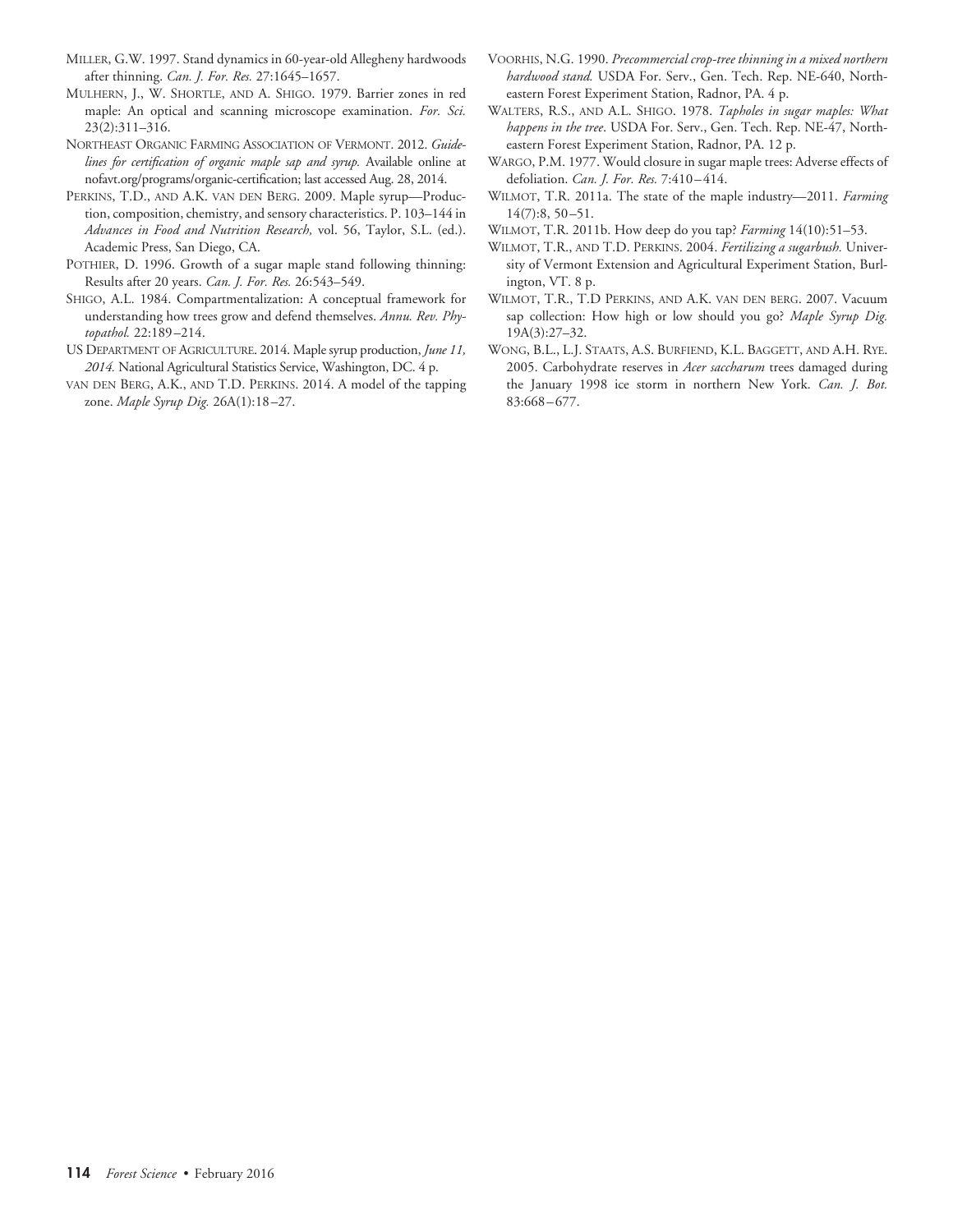Miller, G.W. 1997. Stand dynamics in 60-year-old Allegheny hardwoods after thinning. *Can. J. For. Res.* 27:1645–1657.

Mulhern, J., W. Shortle, and A. Shigo. 1979. Barrier zones in red maple: An optical and scanning microscope examination. *For. Sci.* 23(2):311–316.

Northeast Organic Farming Association of Vermont. 2012. *Guidelines for certification of organic maple sap and syrup.* Available online at nofavt.org/programs/organic-certification; last accessed Aug. 28, 2014.

Perkins, T.D., and A.K. van den Berg. 2009. Maple syrup—Production, composition, chemistry, and sensory characteristics. P. 103–144 in *Advances in Food and Nutrition Research,* vol. 56, Taylor, S.L. (ed.). Academic Press, San Diego, CA.

Pothier, D. 1996. Growth of a sugar maple stand following thinning: Results after 20 years. *Can. J. For. Res.* 26:543–549.

Shigo, A.L. 1984. Compartmentalization: A conceptual framework for understanding how trees grow and defend themselves. *Annu. Rev. Phytopathol.* 22:189–214.

US Department of Agriculture. 2014. Maple syrup production, *June 11, 2014.* National Agricultural Statistics Service, Washington, DC. 4 p.

van den Berg, A.K., and T.D. Perkins. 2014. A model of the tapping zone. *Maple Syrup Dig.* 26A(1):18–27.

Voorhis, N.G. 1990. *Precommercial crop-tree thinning in a mixed northern hardwood stand.* USDA For. Serv., Gen. Tech. Rep. NE-640, Northeastern Forest Experiment Station, Radnor, PA. 4 p.

Walters, R.S., and A.L. Shigo. 1978. *Tapholes in sugar maples: What happens in the tree*. USDA For. Serv., Gen. Tech. Rep. NE-47, Northeastern Forest Experiment Station, Radnor, PA. 12 p.

Wargo, P.M. 1977. Would closure in sugar maple trees: Adverse effects of defoliation. *Can. J. For. Res.* 7:410–414.

Wilmot, T.R. 2011a. The state of the maple industry—2011. *Farming* 14(7):8, 50–51.

Wilmot, T.R. 2011b. How deep do you tap? *Farming* 14(10):51–53.

Wilmot, T.R., and T.D. Perkins. 2004. *Fertilizing a sugarbush.* University of Vermont Extension and Agricultural Experiment Station, Burlington, VT. 8 p.

Wilmot, T.R., T.D Perkins, and A.K. van den berg. 2007. Vacuum sap collection: How high or low should you go? *Maple Syrup Dig.* 19A(3):27–32.

Wong, B.L., L.J. Staats, A.S. Burfiend, K.L. Baggett, and A.H. Rye. 2005. Carbohydrate reserves in *Acer saccharum* trees damaged during the January 1998 ice storm in northern New York. *Can. J. Bot.* 83:668–677.